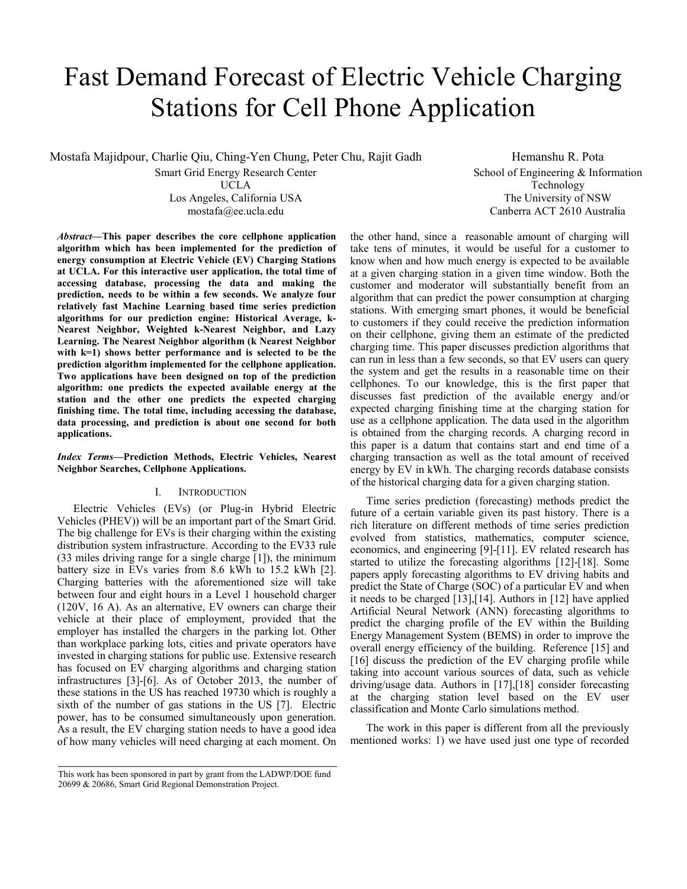# Fast Demand Forecast of Electric Vehicle Charging Stations for Cell Phone Application

Mostafa Majidpour, Charlie Qiu, Ching-Yen Chung, Peter Chu, Rajit Gadh
Smart Grid Energy Research Center
UCLA
Los Angeles, California USA
mostafa@ee.ucla.edu

Hemanshu R. Pota
School of Engineering & Information Technology
The University of NSW
Canberra ACT 2610 Australia

***Abstract*—This paper describes the core cellphone application algorithm which has been implemented for the prediction of energy consumption at Electric Vehicle (EV) Charging Stations at UCLA. For this interactive user application, the total time of accessing database, processing the data and making the prediction, needs to be within a few seconds. We analyze four relatively fast Machine Learning based time series prediction algorithms for our prediction engine: Historical Average, k-Nearest Neighbor, Weighted k-Nearest Neighbor, and Lazy Learning. The Nearest Neighbor algorithm (k Nearest Neighbor with k=1) shows better performance and is selected to be the prediction algorithm implemented for the cellphone application. Two applications have been designed on top of the prediction algorithm: one predicts the expected available energy at the station and the other one predicts the expected charging finishing time. The total time, including accessing the database, data processing, and prediction is about one second for both applications.**

***Index Terms*—Prediction Methods, Electric Vehicles, Nearest Neighbor Searches, Cellphone Applications.**

## I. INTRODUCTION

Electric Vehicles (EVs) (or Plug-in Hybrid Electric Vehicles (PHEV)) will be an important part of the Smart Grid. The big challenge for EVs is their charging within the existing distribution system infrastructure. According to the EV33 rule (33 miles driving range for a single charge [1]), the minimum battery size in EVs varies from 8.6 kWh to 15.2 kWh [2]. Charging batteries with the aforementioned size will take between four and eight hours in a Level 1 household charger (120V, 16 A). As an alternative, EV owners can charge their vehicle at their place of employment, provided that the employer has installed the chargers in the parking lot. Other than workplace parking lots, cities and private operators have invested in charging stations for public use. Extensive research has focused on EV charging algorithms and charging station infrastructures [3]-[6]. As of October 2013, the number of these stations in the US has reached 19730 which is roughly a sixth of the number of gas stations in the US [7]. Electric power, has to be consumed simultaneously upon generation. As a result, the EV charging station needs to have a good idea of how many vehicles will need charging at each moment. On the other hand, since a reasonable amount of charging will take tens of minutes, it would be useful for a customer to know when and how much energy is expected to be available at a given charging station in a given time window. Both the customer and moderator will substantially benefit from an algorithm that can predict the power consumption at charging stations. With emerging smart phones, it would be beneficial to customers if they could receive the prediction information on their cellphone, giving them an estimate of the predicted charging time. This paper discusses prediction algorithms that can run in less than a few seconds, so that EV users can query the system and get the results in a reasonable time on their cellphones. To our knowledge, this is the first paper that discusses fast prediction of the available energy and/or expected charging finishing time at the charging station for use as a cellphone application. The data used in the algorithm is obtained from the charging records. A charging record in this paper is a datum that contains start and end time of a charging transaction as well as the total amount of received energy by EV in kWh. The charging records database consists of the historical charging data for a given charging station.

Time series prediction (forecasting) methods predict the future of a certain variable given its past history. There is a rich literature on different methods of time series prediction evolved from statistics, mathematics, computer science, economics, and engineering [9]-[11]. EV related research has started to utilize the forecasting algorithms [12]-[18]. Some papers apply forecasting algorithms to EV driving habits and predict the State of Charge (SOC) of a particular EV and when it needs to be charged [13],[14]. Authors in [12] have applied Artificial Neural Network (ANN) forecasting algorithms to predict the charging profile of the EV within the Building Energy Management System (BEMS) in order to improve the overall energy efficiency of the building. Reference [15] and [16] discuss the prediction of the EV charging profile while taking into account various sources of data, such as vehicle driving/usage data. Authors in [17],[18] consider forecasting at the charging station level based on the EV user classification and Monte Carlo simulations method.

The work in this paper is different from all the previously mentioned works: 1) we have used just one type of recorded

This work has been sponsored in part by grant from the LADWP/DOE fund 20699 & 20686, Smart Grid Regional Demonstration Project.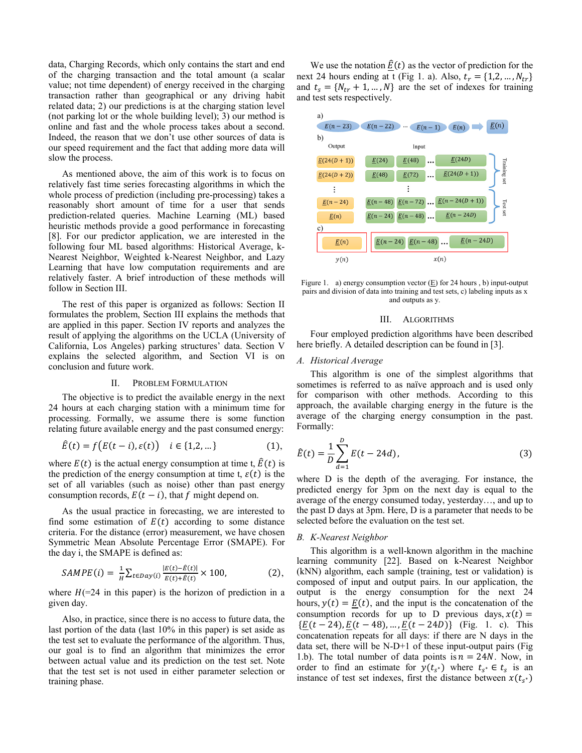data, Charging Records, which only contains the start and end of the charging transaction and the total amount (a scalar value; not time dependent) of energy received in the charging transaction rather than geographical or any driving habit related data; 2) our predictions is at the charging station level (not parking lot or the whole building level); 3) our method is online and fast and the whole process takes about a second. Indeed, the reason that we don't use other sources of data is our speed requirement and the fact that adding more data will slow the process.

As mentioned above, the aim of this work is to focus on relatively fast time series forecasting algorithms in which the whole process of prediction (including pre-processing) takes a reasonably short amount of time for a user that sends prediction-related queries. Machine Learning (ML) based heuristic methods provide a good performance in forecasting [8]. For our predictor application, we are interested in the following four ML based algorithms: Historical Average, k-Nearest Neighbor, Weighted k-Nearest Neighbor, and Lazy Learning that have low computation requirements and are relatively faster. A brief introduction of these methods will follow in Section III.

The rest of this paper is organized as follows: Section II formulates the problem, Section III explains the methods that are applied in this paper. Section IV reports and analyzes the result of applying the algorithms on the UCLA (University of California, Los Angeles) parking structures' data. Section V explains the selected algorithm, and Section VI is on conclusion and future work.

## II. Problem Formulation

The objective is to predict the available energy in the next 24 hours at each charging station with a minimum time for processing. Formally, we assume there is some function relating future available energy and the past consumed energy:

$$\hat{E}(t) = f\big(E(t-i), \varepsilon(t)\big) \quad i \in \{1,2,\dots\} \qquad (1),$$

where $E(t)$ is the actual energy consumption at time t, $\hat{E}(t)$ is the prediction of the energy consumption at time t, $\varepsilon(t)$ is the set of all variables (such as noise) other than past energy consumption records, $E(t-i)$, that $f$ might depend on.

As the usual practice in forecasting, we are interested to find some estimation of $E(t)$ according to some distance criteria. For the distance (error) measurement, we have chosen Symmetric Mean Absolute Percentage Error (SMAPE). For the day i, the SMAPE is defined as:

$$SAMPE(i) = \frac{1}{H}\sum_{t\in Day(i)} \frac{|E(t)-\hat{E}(t)|}{E(t)+\hat{E}(t)} \times 100, \qquad (2),$$

where $H$(=24 in this paper) is the horizon of prediction in a given day.

Also, in practice, since there is no access to future data, the last portion of the data (last 10% in this paper) is set aside as the test set to evaluate the performance of the algorithm. Thus, our goal is to find an algorithm that minimizes the error between actual value and its prediction on the test set. Note that the test set is not used in either parameter selection or training phase.

We use the notation $\underline{\hat{E}}(t)$ as the vector of prediction for the next 24 hours ending at t (Fig 1. a). Also, $t_r = \{1,2,\dots,N_{tr}\}$ and $t_s = \{N_{tr}+1,\dots,N\}$ are the set of indexes for training and test sets respectively.

Figure 1. a) energy consumption vector ($\underline{E}$) for 24 hours , b) input-output pairs and division of data into training and test sets, c) labeling inputs as x and outputs as y.

## III. Algorithms

Four employed prediction algorithms have been described here briefly. A detailed description can be found in [3].

### A. Historical Average

This algorithm is one of the simplest algorithms that sometimes is referred to as naïve approach and is used only for comparison with other methods. According to this approach, the available charging energy in the future is the average of the charging energy consumption in the past. Formally:

$$\hat{E}(t) = \frac{1}{D}\sum_{d=1}^{D} E(t-24d), \qquad (3)$$

where D is the depth of the averaging. For instance, the predicted energy for 3pm on the next day is equal to the average of the energy consumed today, yesterday…, and up to the past D days at 3pm. Here, D is a parameter that needs to be selected before the evaluation on the test set.

### B. K-Nearest Neighbor

This algorithm is a well-known algorithm in the machine learning community [22]. Based on k-Nearest Neighbor (kNN) algorithm, each sample (training, test or validation) is composed of input and output pairs. In our application, the output is the energy consumption for the next 24 hours, $y(t) = \underline{E}(t)$, and the input is the concatenation of the consumption records for up to D previous days, $x(t) = \{\underline{E}(t-24), \underline{E}(t-48), \dots, \underline{E}(t-24D)\}$ (Fig. 1. c). This concatenation repeats for all days: if there are N days in the data set, there will be N-D+1 of these input-output pairs (Fig 1.b). The total number of data points is $n = 24N$. Now, in order to find an estimate for $y(t_{s^*})$ where $t_{s^*} \in t_s$ is an instance of test set indexes, first the distance between $x(t_{s^*})$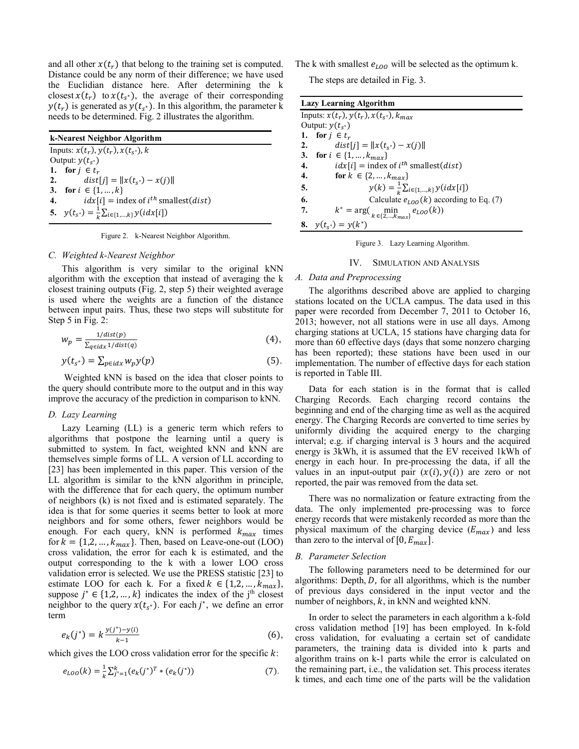and all other $x(t_r)$ that belong to the training set is computed. Distance could be any norm of their difference; we have used the Euclidian distance here. After determining the k closest $x(t_r)$ to $x(t_{s^*})$, the average of their corresponding $y(t_r)$ is generated as $y(t_{s^*})$. In this algorithm, the parameter k needs to be determined. Fig. 2 illustrates the algorithm.

**k-Nearest Neighbor Algorithm**

Inputs: $x(t_r), y(t_r), x(t_{s^*}), k$
Output: $y(t_{s^*})$
**1.** **for** $j \in t_r$
**2.** $dist[j] = \|x(t_{s^*}) - x(j)\|$
**3.** **for** $i \in \{1, \dots, k\}$
**4.** $idx[i] = \text{index of } i^{th} \text{ smallest}(dist)$
**5.** $y(t_{s^*}) = \frac{1}{k}\sum_{i\in\{1,\dots,k\}} y(idx[i])$

Figure 2. k-Nearest Neighbor Algorithm.

### C. Weighted k-Nearest Neighbor

This algorithm is very similar to the original kNN algorithm with the exception that instead of averaging the k closest training outputs (Fig. 2, step 5) their weighted average is used where the weights are a function of the distance between input pairs. Thus, these two steps will substitute for Step 5 in Fig. 2:

$$w_p = \frac{1/dist(p)}{\sum_{q\in idx} 1/dist(q)} \quad (4),$$

$$y(t_{s^*}) = \sum_{p\in idx} w_p y(p) \quad (5).$$

Weighted kNN is based on the idea that closer points to the query should contribute more to the output and in this way improve the accuracy of the prediction in comparison to kNN.

### D. Lazy Learning

Lazy Learning (LL) is a generic term which refers to algorithms that postpone the learning until a query is submitted to system. In fact, weighted kNN and kNN are themselves simple forms of LL. A version of LL according to [23] has been implemented in this paper. This version of the LL algorithm is similar to the kNN algorithm in principle, with the difference that for each query, the optimum number of neighbors (k) is not fixed and is estimated separately. The idea is that for some queries it seems better to look at more neighbors and for some others, fewer neighbors would be enough. For each query, kNN is performed $k_{max}$ times for $k = \{1,2,\dots,k_{max}\}$. Then, based on Leave-one-out (LOO) cross validation, the error for each k is estimated, and the output corresponding to the k with a lower LOO cross validation error is selected. We use the PRESS statistic [23] to estimate LOO for each k. For a fixed $k \in \{1,2,\dots,k_{max}\}$, suppose $j^* \in \{1,2,\dots,k\}$ indicates the index of the j[th] closest neighbor to the query $x(t_{s^*})$. For each $j^*$, we define an error term

$$e_k(j^*) = k\frac{y(j^*) - y(i)}{k-1} \quad (6),$$

which gives the LOO cross validation error for the specific $k$:

$$e_{LOO}(k) = \frac{1}{k}\sum_{j^*=1}^{k} (e_k(j^*)^T * (e_k(j^*)) \quad (7).$$

The k with smallest $e_{LOO}$ will be selected as the optimum k.

The steps are detailed in Fig. 3.

**Lazy Learning Algorithm**

Inputs: $x(t_r), y(t_r), x(t_{s^*}), k_{max}$
Output: $y(t_{s^*})$
**1.** **for** $j \in t_r$
**2.** $dist[j] = \|x(t_{s^*}) - x(j)\|$
**3.** **for** $i \in \{1, \dots, k_{max}\}$
**4.** $idx[i] = \text{index of } i^{th} \text{ smallest}(dist)$
**4.** **for** $k \in \{2, \dots, k_{max}\}$
**5.** $y(k) = \frac{1}{k}\sum_{i\in\{1,\dots,k\}} y(idx[i])$
**6.** Calculate $e_{LOO}(k)$ according to Eq. (7)
**7.** $k^* = \arg(\min_{k\in\{2,\dots,k_{max}\}} e_{LOO}(k))$
**8.** $y(t_{s^*}) = y(k^*)$

Figure 3. Lazy Learning Algorithm.

## IV. Simulation and Analysis

### A. Data and Preprocessing

The algorithms described above are applied to charging stations located on the UCLA campus. The data used in this paper were recorded from December 7, 2011 to October 16, 2013; however, not all stations were in use all days. Among charging stations at UCLA, 15 stations have charging data for more than 60 effective days (days that some nonzero charging has been reported); these stations have been used in our implementation. The number of effective days for each station is reported in Table III.

Data for each station is in the format that is called Charging Records. Each charging record contains the beginning and end of the charging time as well as the acquired energy. The Charging Records are converted to time series by uniformly dividing the acquired energy to the charging interval; e.g. if charging interval is 3 hours and the acquired energy is 3kWh, it is assumed that the EV received 1kWh of energy in each hour. In pre-processing the data, if all the values in an input-output pair $(x(i), y(i))$ are zero or not reported, the pair was removed from the data set.

There was no normalization or feature extracting from the data. The only implemented pre-processing was to force energy records that were mistakenly recorded as more than the physical maximum of the charging device ($E_{max}$) and less than zero to the interval of $[0, E_{max}]$.

### B. Parameter Selection

The following parameters need to be determined for our algorithms: Depth, $D$, for all algorithms, which is the number of previous days considered in the input vector and the number of neighbors, $k$, in kNN and weighted kNN.

In order to select the parameters in each algorithm a k-fold cross validation method [19] has been employed. In k-fold cross validation, for evaluating a certain set of candidate parameters, the training data is divided into k parts and algorithm trains on k-1 parts while the error is calculated on the remaining part, i.e., the validation set. This process iterates k times, and each time one of the parts will be the validation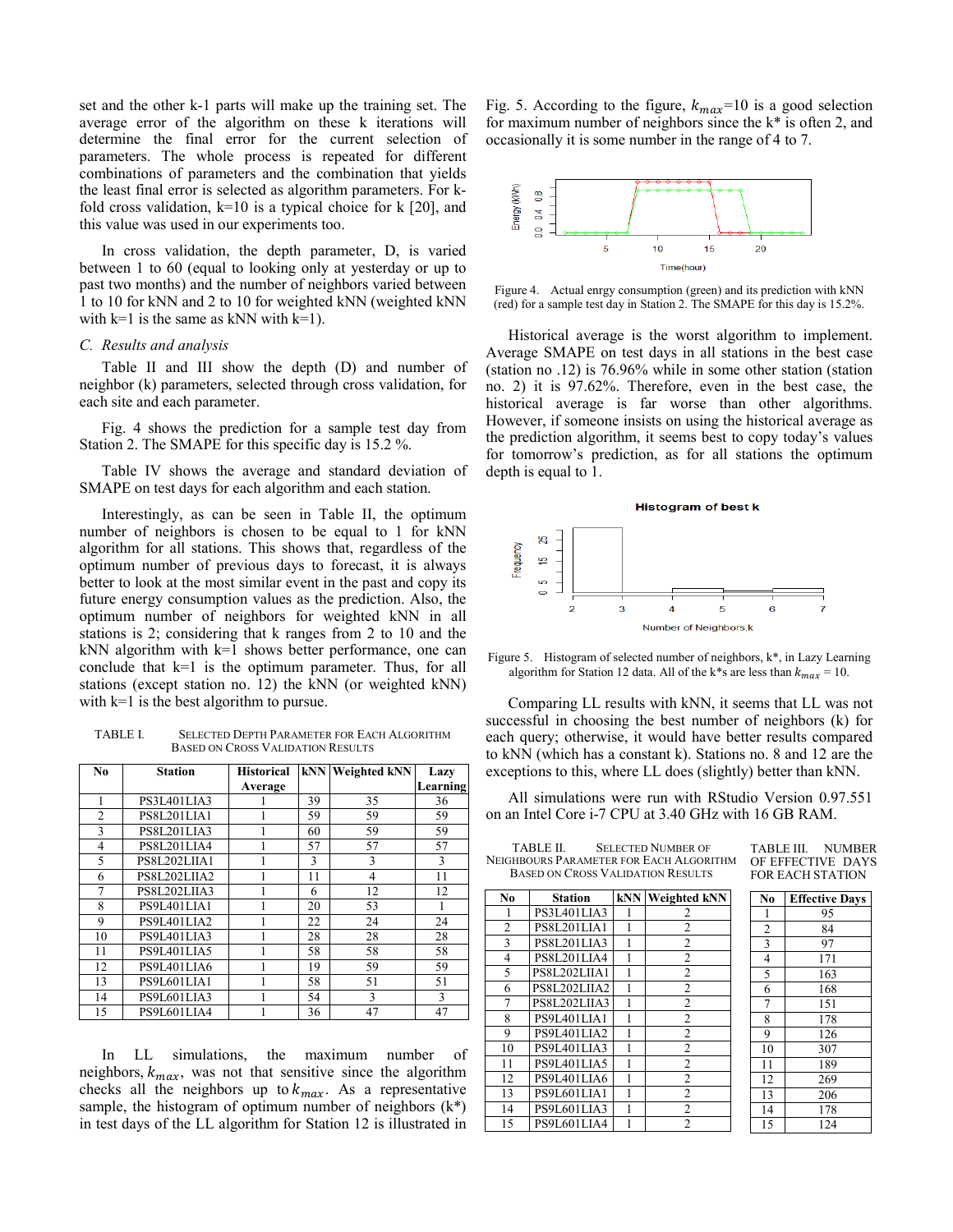set and the other k-1 parts will make up the training set. The average error of the algorithm on these k iterations will determine the final error for the current selection of parameters. The whole process is repeated for different combinations of parameters and the combination that yields the least final error is selected as algorithm parameters. For k-fold cross validation, k=10 is a typical choice for k [20], and this value was used in our experiments too.

In cross validation, the depth parameter, D, is varied between 1 to 60 (equal to looking only at yesterday or up to past two months) and the number of neighbors varied between 1 to 10 for kNN and 2 to 10 for weighted kNN (weighted kNN with k=1 is the same as kNN with k=1).

### C. Results and analysis

Table II and III show the depth (D) and number of neighbor (k) parameters, selected through cross validation, for each site and each parameter.

Fig. 4 shows the prediction for a sample test day from Station 2. The SMAPE for this specific day is 15.2 %.

Table IV shows the average and standard deviation of SMAPE on test days for each algorithm and each station.

Interestingly, as can be seen in Table II, the optimum number of neighbors is chosen to be equal to 1 for kNN algorithm for all stations. This shows that, regardless of the optimum number of previous days to forecast, it is always better to look at the most similar event in the past and copy its future energy consumption values as the prediction. Also, the optimum number of neighbors for weighted kNN in all stations is 2; considering that k ranges from 2 to 10 and the kNN algorithm with k=1 shows better performance, one can conclude that k=1 is the optimum parameter. Thus, for all stations (except station no. 12) the kNN (or weighted kNN) with k=1 is the best algorithm to pursue.

TABLE I. SELECTED DEPTH PARAMETER FOR EACH ALGORITHM BASED ON CROSS VALIDATION RESULTS

| No | Station | Historical Average | kNN | Weighted kNN | Lazy Learning |
|---|---|---|---|---|---|
| 1 | PS3L401LIA3 | 1 | 39 | 35 | 36 |
| 2 | PS8L201LIA1 | 1 | 59 | 59 | 59 |
| 3 | PS8L201LIA3 | 1 | 60 | 59 | 59 |
| 4 | PS8L201LIA4 | 1 | 57 | 57 | 57 |
| 5 | PS8L202LIIA1 | 1 | 3 | 3 | 3 |
| 6 | PS8L202LIIA2 | 1 | 11 | 4 | 11 |
| 7 | PS8L202LIIA3 | 1 | 6 | 12 | 12 |
| 8 | PS9L401LIA1 | 1 | 20 | 53 | 1 |
| 9 | PS9L401LIA2 | 1 | 22 | 24 | 24 |
| 10 | PS9L401LIA3 | 1 | 28 | 28 | 28 |
| 11 | PS9L401LIA5 | 1 | 58 | 58 | 58 |
| 12 | PS9L401LIA6 | 1 | 19 | 59 | 59 |
| 13 | PS9L601LIA1 | 1 | 58 | 51 | 51 |
| 14 | PS9L601LIA3 | 1 | 54 | 3 | 3 |
| 15 | PS9L601LIA4 | 1 | 36 | 47 | 47 |

In LL simulations, the maximum number of neighbors, $k_{max}$, was not that sensitive since the algorithm checks all the neighbors up to $k_{max}$. As a representative sample, the histogram of optimum number of neighbors (k*) in test days of the LL algorithm for Station 12 is illustrated in Fig. 5. According to the figure, $k_{max}$=10 is a good selection for maximum number of neighbors since the k* is often 2, and occasionally it is some number in the range of 4 to 7.

Figure 4. Actual enrgy consumption (green) and its prediction with kNN (red) for a sample test day in Station 2. The SMAPE for this day is 15.2%.

Historical average is the worst algorithm to implement. Average SMAPE on test days in all stations in the best case (station no .12) is 76.96% while in some other station (station no. 2) it is 97.62%. Therefore, even in the best case, the historical average is far worse than other algorithms. However, if someone insists on using the historical average as the prediction algorithm, it seems best to copy today's values for tomorrow's prediction, as for all stations the optimum depth is equal to 1.

Figure 5. Histogram of selected number of neighbors, k*, in Lazy Learning algorithm for Station 12 data. All of the k*s are less than $k_{max}$ = 10.

Comparing LL results with kNN, it seems that LL was not successful in choosing the best number of neighbors (k) for each query; otherwise, it would have better results compared to kNN (which has a constant k). Stations no. 8 and 12 are the exceptions to this, where LL does (slightly) better than kNN.

All simulations were run with RStudio Version 0.97.551 on an Intel Core i-7 CPU at 3.40 GHz with 16 GB RAM.

TABLE II. SELECTED NUMBER OF NEIGHBOURS PARAMETER FOR EACH ALGORITHM BASED ON CROSS VALIDATION RESULTS

| No | Station | kNN | Weighted kNN |
|---|---|---|---|
| 1 | PS3L401LIA3 | 1 | 2 |
| 2 | PS8L201LIA1 | 1 | 2 |
| 3 | PS8L201LIA3 | 1 | 2 |
| 4 | PS8L201LIA4 | 1 | 2 |
| 5 | PS8L202LIIA1 | 1 | 2 |
| 6 | PS8L202LIIA2 | 1 | 2 |
| 7 | PS8L202LIIA3 | 1 | 2 |
| 8 | PS9L401LIA1 | 1 | 2 |
| 9 | PS9L401LIA2 | 1 | 2 |
| 10 | PS9L401LIA3 | 1 | 2 |
| 11 | PS9L401LIA5 | 1 | 2 |
| 12 | PS9L401LIA6 | 1 | 2 |
| 13 | PS9L601LIA1 | 1 | 2 |
| 14 | PS9L601LIA3 | 1 | 2 |
| 15 | PS9L601LIA4 | 1 | 2 |

TABLE III. NUMBER OF EFFECTIVE DAYS FOR EACH STATION

| No | Effective Days |
|---|---|
| 1 | 95 |
| 2 | 84 |
| 3 | 97 |
| 4 | 171 |
| 5 | 163 |
| 6 | 168 |
| 7 | 151 |
| 8 | 178 |
| 9 | 126 |
| 10 | 307 |
| 11 | 189 |
| 12 | 269 |
| 13 | 206 |
| 14 | 178 |
| 15 | 124 |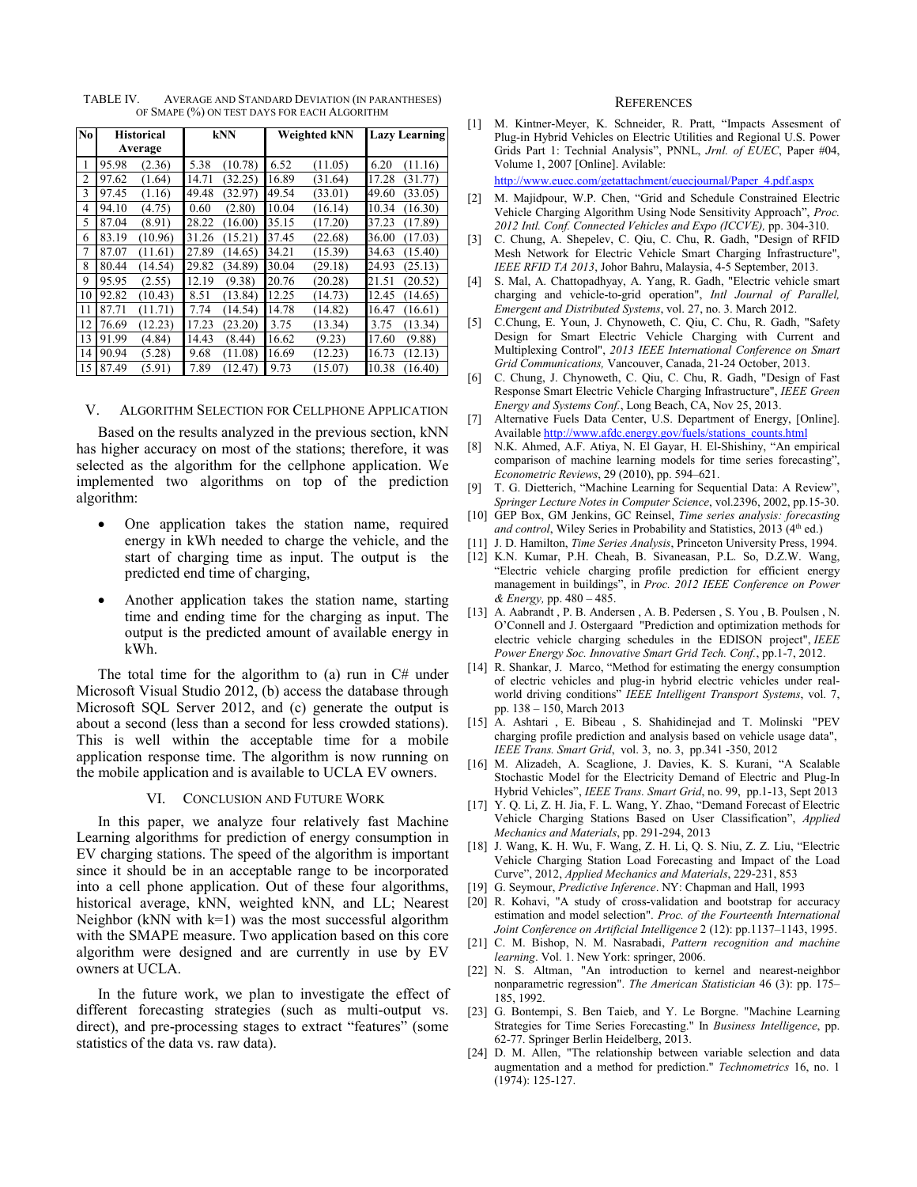TABLE IV. AVERAGE AND STANDARD DEVIATION (IN PARANTHESES) OF SMAPE (%) ON TEST DAYS FOR EACH ALGORITHM

| No | Historical Average | | kNN | | Weighted kNN | | Lazy Learning | |
|---|---|---|---|---|---|---|---|---|
| 1 | 95.98 | (2.36) | 5.38 | (10.78) | 6.52 | (11.05) | 6.20 | (11.16) |
| 2 | 97.62 | (1.64) | 14.71 | (32.25) | 16.89 | (31.64) | 17.28 | (31.77) |
| 3 | 97.45 | (1.16) | 49.48 | (32.97) | 49.54 | (33.01) | 49.60 | (33.05) |
| 4 | 94.10 | (4.75) | 0.60 | (2.80) | 10.04 | (16.14) | 10.34 | (16.30) |
| 5 | 87.04 | (8.91) | 28.22 | (16.00) | 35.15 | (17.20) | 37.23 | (17.89) |
| 6 | 83.19 | (10.96) | 31.26 | (15.21) | 37.45 | (22.68) | 36.00 | (17.03) |
| 7 | 87.07 | (11.61) | 27.89 | (14.65) | 34.21 | (15.39) | 34.63 | (15.40) |
| 8 | 80.44 | (14.54) | 29.82 | (34.89) | 30.04 | (29.18) | 24.93 | (25.13) |
| 9 | 95.95 | (2.55) | 12.19 | (9.38) | 20.76 | (20.28) | 21.51 | (20.52) |
| 10 | 92.82 | (10.43) | 8.51 | (13.84) | 12.25 | (14.73) | 12.45 | (14.65) |
| 11 | 87.71 | (11.71) | 7.74 | (14.54) | 14.78 | (14.82) | 16.47 | (16.61) |
| 12 | 76.69 | (12.23) | 17.23 | (23.20) | 3.75 | (13.34) | 3.75 | (13.34) |
| 13 | 91.99 | (4.84) | 14.43 | (8.44) | 16.62 | (9.23) | 17.60 | (9.88) |
| 14 | 90.94 | (5.28) | 9.68 | (11.08) | 16.69 | (12.23) | 16.73 | (12.13) |
| 15 | 87.49 | (5.91) | 7.89 | (12.47) | 9.73 | (15.07) | 10.38 | (16.40) |

## V. ALGORITHM SELECTION FOR CELLPHONE APPLICATION

Based on the results analyzed in the previous section, kNN has higher accuracy on most of the stations; therefore, it was selected as the algorithm for the cellphone application. We implemented two algorithms on top of the prediction algorithm:

- One application takes the station name, required energy in kWh needed to charge the vehicle, and the start of charging time as input. The output is the predicted end time of charging,
- Another application takes the station name, starting time and ending time for the charging as input. The output is the predicted amount of available energy in kWh.

The total time for the algorithm to (a) run in C# under Microsoft Visual Studio 2012, (b) access the database through Microsoft SQL Server 2012, and (c) generate the output is about a second (less than a second for less crowded stations). This is well within the acceptable time for a mobile application response time. The algorithm is now running on the mobile application and is available to UCLA EV owners.

## VI. CONCLUSION AND FUTURE WORK

In this paper, we analyze four relatively fast Machine Learning algorithms for prediction of energy consumption in EV charging stations. The speed of the algorithm is important since it should be in an acceptable range to be incorporated into a cell phone application. Out of these four algorithms, historical average, kNN, weighted kNN, and LL; Nearest Neighbor (kNN with k=1) was the most successful algorithm with the SMAPE measure. Two application based on this core algorithm were designed and are currently in use by EV owners at UCLA.

In the future work, we plan to investigate the effect of different forecasting strategies (such as multi-output vs. direct), and pre-processing stages to extract "features" (some statistics of the data vs. raw data).

## REFERENCES

[1] M. Kintner-Meyer, K. Schneider, R. Pratt, "Impacts Assesment of Plug-in Hybrid Vehicles on Electric Utilities and Regional U.S. Power Grids Part 1: Technial Analysis", PNNL, *Jrnl. of EUEC*, Paper #04, Volume 1, 2007 [Online]. Avilable: http://www.euec.com/getattachment/euecjournal/Paper_4.pdf.aspx

[2] M. Majidpour, W.P. Chen, "Grid and Schedule Constrained Electric Vehicle Charging Algorithm Using Node Sensitivity Approach", *Proc. 2012 Intl. Conf. Connected Vehicles and Expo (ICCVE),* pp. 304-310.

[3] C. Chung, A. Shepelev, C. Qiu, C. Chu, R. Gadh, "Design of RFID Mesh Network for Electric Vehicle Smart Charging Infrastructure", *IEEE RFID TA 2013*, Johor Bahru, Malaysia, 4-5 September, 2013.

[4] S. Mal, A. Chattopadhyay, A. Yang, R. Gadh, "Electric vehicle smart charging and vehicle-to-grid operation", *Intl Journal of Parallel, Emergent and Distributed Systems*, vol. 27, no. 3. March 2012.

[5] C.Chung, E. Youn, J. Chynoweth, C. Qiu, C. Chu, R. Gadh, "Safety Design for Smart Electric Vehicle Charging with Current and Multiplexing Control", *2013 IEEE International Conference on Smart Grid Communications,* Vancouver, Canada, 21-24 October, 2013.

[6] C. Chung, J. Chynoweth, C. Qiu, C. Chu, R. Gadh, "Design of Fast Response Smart Electric Vehicle Charging Infrastructure", *IEEE Green Energy and Systems Conf.*, Long Beach, CA, Nov 25, 2013.

[7] Alternative Fuels Data Center, U.S. Department of Energy, [Online]. Available http://www.afdc.energy.gov/fuels/stations_counts.html

[8] N.K. Ahmed, A.F. Atiya, N. El Gayar, H. El-Shishiny, "An empirical comparison of machine learning models for time series forecasting", *Econometric Reviews*, 29 (2010), pp. 594–621.

[9] T. G. Dietterich, "Machine Learning for Sequential Data: A Review", *Springer Lecture Notes in Computer Science*, vol.2396, 2002, pp.15-30.

[10] GEP Box, GM Jenkins, GC Reinsel, *Time series analysis: forecasting and control*, Wiley Series in Probability and Statistics, 2013 (4th ed.)

[11] J. D. Hamilton, *Time Series Analysis*, Princeton University Press, 1994.

[12] K.N. Kumar, P.H. Cheah, B. Sivaneasan, P.L. So, D.Z.W. Wang, "Electric vehicle charging profile prediction for efficient energy management in buildings", in *Proc. 2012 IEEE Conference on Power & Energy,* pp. 480 – 485.

[13] A. Aabrandt , P. B. Andersen , A. B. Pedersen , S. You , B. Poulsen , N. O'Connell and J. Ostergaard "Prediction and optimization methods for electric vehicle charging schedules in the EDISON project", *IEEE Power Energy Soc. Innovative Smart Grid Tech. Conf.*, pp.1-7, 2012.

[14] R. Shankar, J. Marco, "Method for estimating the energy consumption of electric vehicles and plug-in hybrid electric vehicles under real-world driving conditions" *IEEE Intelligent Transport Systems*, vol. 7, pp. 138 – 150, March 2013

[15] A. Ashtari , E. Bibeau , S. Shahidinejad and T. Molinski "PEV charging profile prediction and analysis based on vehicle usage data", *IEEE Trans. Smart Grid*, vol. 3, no. 3, pp.341 -350, 2012

[16] M. Alizadeh, A. Scaglione, J. Davies, K. S. Kurani, "A Scalable Stochastic Model for the Electricity Demand of Electric and Plug-In Hybrid Vehicles", *IEEE Trans. Smart Grid*, no. 99, pp.1-13, Sept 2013

[17] Y. Q. Li, Z. H. Jia, F. L. Wang, Y. Zhao, "Demand Forecast of Electric Vehicle Charging Stations Based on User Classification", *Applied Mechanics and Materials*, pp. 291-294, 2013

[18] J. Wang, K. H. Wu, F. Wang, Z. H. Li, Q. S. Niu, Z. Z. Liu, "Electric Vehicle Charging Station Load Forecasting and Impact of the Load Curve", 2012, *Applied Mechanics and Materials*, 229-231, 853

[19] G. Seymour, *Predictive Inference*. NY: Chapman and Hall, 1993

[20] R. Kohavi, "A study of cross-validation and bootstrap for accuracy estimation and model selection". *Proc. of the Fourteenth International Joint Conference on Artificial Intelligence* 2 (12): pp.1137–1143, 1995.

[21] C. M. Bishop, N. M. Nasrabadi, *Pattern recognition and machine learning*. Vol. 1. New York: springer, 2006.

[22] N. S. Altman, "An introduction to kernel and nearest-neighbor nonparametric regression". *The American Statistician* 46 (3): pp. 175–185, 1992.

[23] G. Bontempi, S. Ben Taieb, and Y. Le Borgne. "Machine Learning Strategies for Time Series Forecasting." In *Business Intelligence*, pp. 62-77. Springer Berlin Heidelberg, 2013.

[24] D. M. Allen, "The relationship between variable selection and data augmentation and a method for prediction." *Technometrics* 16, no. 1 (1974): 125-127.